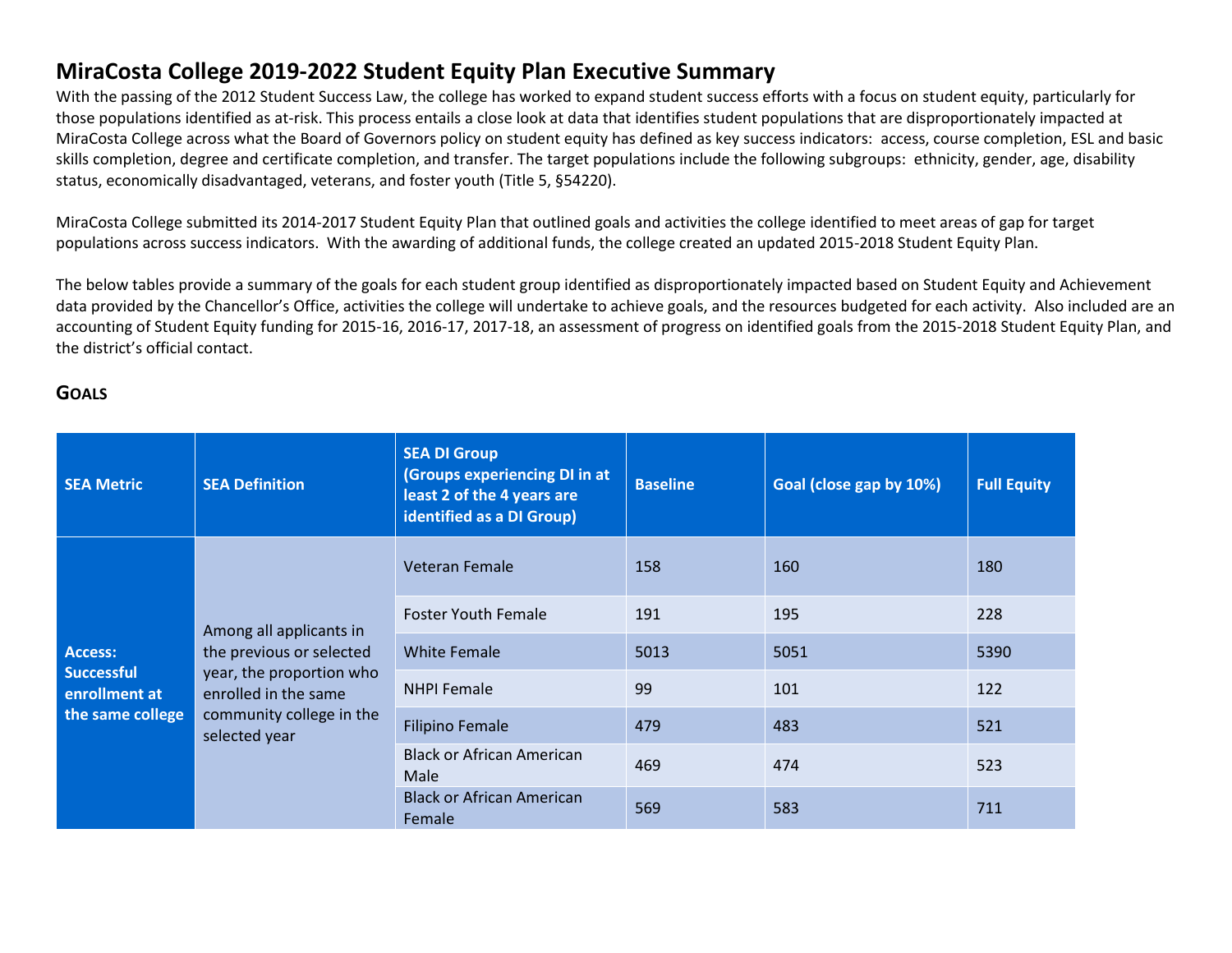# MiraCosta College 2019-2022 Student Equity Plan Executive Summary

With the passing of the 2012 Student Success Law, the college has worked to expand student success efforts with a focus on student equity, particularly for those populations identified as at-risk. This process entails a close look at data that identifies student populations that are disproportionately impacted at MiraCosta College across what the Board of Governors policy on student equity has defined as key success indicators: access, course completion, ESL and basic skills completion, degree and certificate completion, and transfer. The target populations include the following subgroups: ethnicity, gender, age, disability status, economically disadvantaged, veterans, and foster youth (Title 5, §54220).

MiraCosta College submitted its 2014-2017 Student Equity Plan that outlined goals and activities the college identified to meet areas of gap for target populations across success indicators. With the awarding of additional funds, the college created an updated 2015-2018 Student Equity Plan.

The below tables provide a summary of the goals for each student group identified as disproportionately impacted based on Student Equity and Achievement data provided by the Chancellor's Office, activities the college will undertake to achieve goals, and the resources budgeted for each activity. Also included are an accounting of Student Equity funding for 2015-16, 2016-17, 2017-18, an assessment of progress on identified goals from the 2015-2018 Student Equity Plan, and the district's official contact.

## GOALS

| SEA Metric | SEA Definition | SEA DI Group (Groups experiencing DI in at least 2 of the 4 years are identified as a DI Group) | Baseline | Goal (close gap by 10%) | Full Equity |
|---|---|---|---|---|---|
| **Access: Successful enrollment at the same college** | Among all applicants in the previous or selected year, the proportion who enrolled in the same community college in the selected year | Veteran Female | 158 | 160 | 180 |
| | | Foster Youth Female | 191 | 195 | 228 |
| | | White Female | 5013 | 5051 | 5390 |
| | | NHPI Female | 99 | 101 | 122 |
| | | Filipino Female | 479 | 483 | 521 |
| | | Black or African American Male | 469 | 474 | 523 |
| | | Black or African American Female | 569 | 583 | 711 |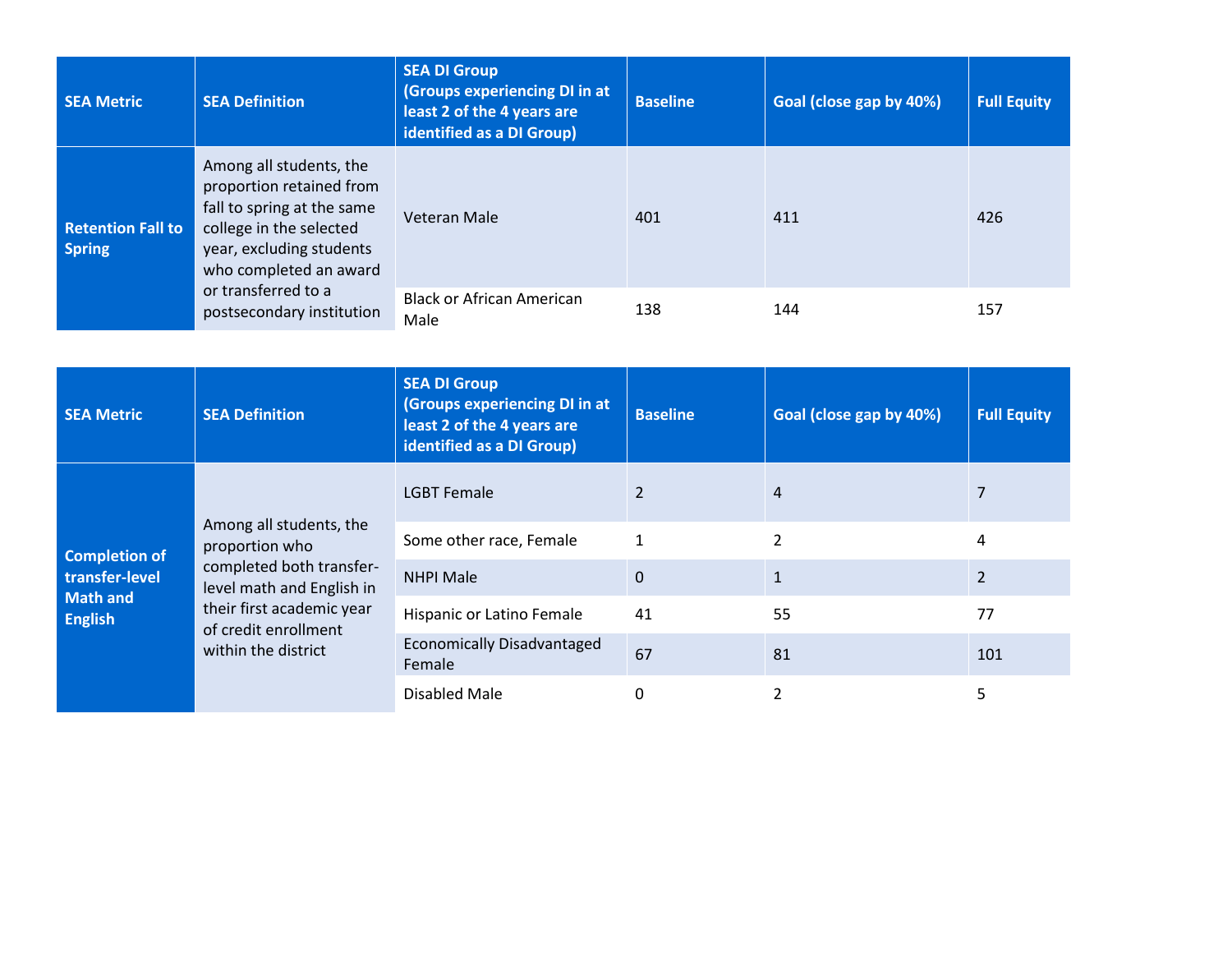| SEA Metric | SEA Definition | SEA DI Group (Groups experiencing DI in at least 2 of the 4 years are identified as a DI Group) | Baseline | Goal (close gap by 40%) | Full Equity |
|---|---|---|---|---|---|
| **Retention Fall to Spring** | Among all students, the proportion retained from fall to spring at the same college in the selected year, excluding students who completed an award or transferred to a postsecondary institution | Veteran Male | 401 | 411 | 426 |
| | | Black or African American Male | 138 | 144 | 157 |

| SEA Metric | SEA Definition | SEA DI Group (Groups experiencing DI in at least 2 of the 4 years are identified as a DI Group) | Baseline | Goal (close gap by 40%) | Full Equity |
|---|---|---|---|---|---|
| **Completion of transfer-level Math and English** | Among all students, the proportion who completed both transfer-level math and English in their first academic year of credit enrollment within the district | LGBT Female | 2 | 4 | 7 |
| | | Some other race, Female | 1 | 2 | 4 |
| | | NHPI Male | 0 | 1 | 2 |
| | | Hispanic or Latino Female | 41 | 55 | 77 |
| | | Economically Disadvantaged Female | 67 | 81 | 101 |
| | | Disabled Male | 0 | 2 | 5 |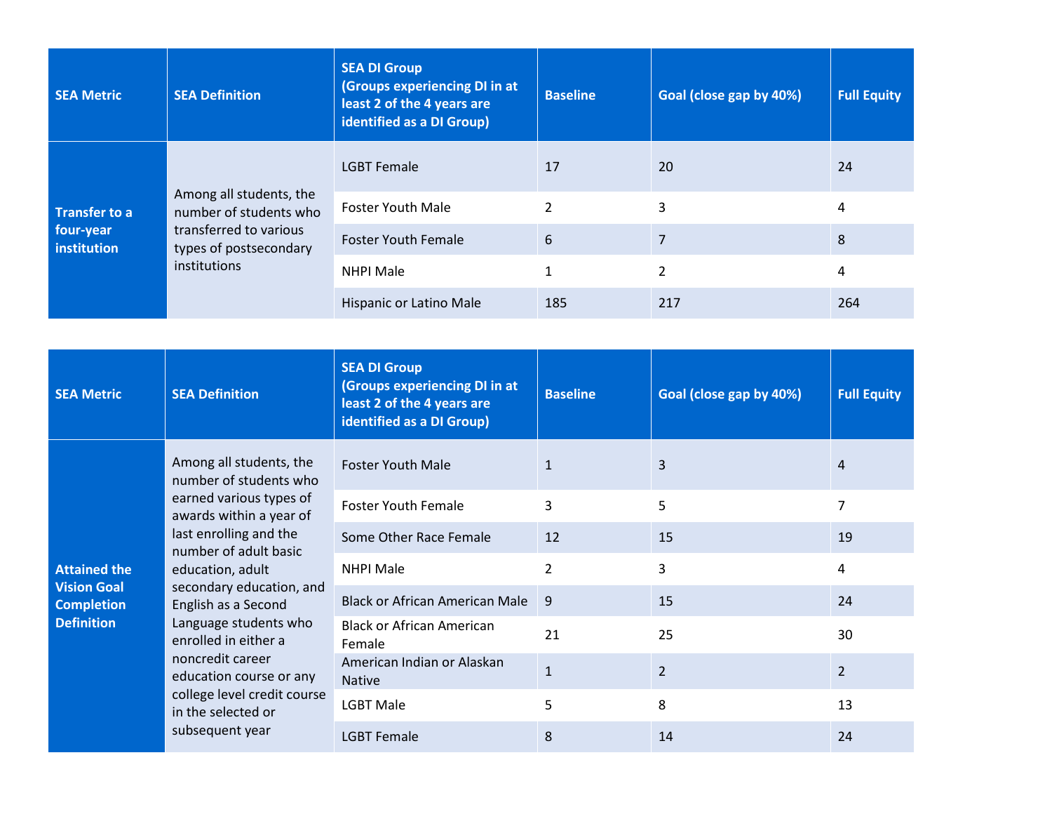| SEA Metric | SEA Definition | SEA DI Group (Groups experiencing DI in at least 2 of the 4 years are identified as a DI Group) | Baseline | Goal (close gap by 40%) | Full Equity |
|---|---|---|---|---|---|
| **Transfer to a four-year institution** | Among all students, the number of students who transferred to various types of postsecondary institutions | LGBT Female | 17 | 20 | 24 |
| | | Foster Youth Male | 2 | 3 | 4 |
| | | Foster Youth Female | 6 | 7 | 8 |
| | | NHPI Male | 1 | 2 | 4 |
| | | Hispanic or Latino Male | 185 | 217 | 264 |

| SEA Metric | SEA Definition | SEA DI Group (Groups experiencing DI in at least 2 of the 4 years are identified as a DI Group) | Baseline | Goal (close gap by 40%) | Full Equity |
|---|---|---|---|---|---|
| **Attained the Vision Goal Completion Definition** | Among all students, the number of students who earned various types of awards within a year of last enrolling and the number of adult basic education, adult secondary education, and English as a Second Language students who enrolled in either a noncredit career education course or any college level credit course in the selected or subsequent year | Foster Youth Male | 1 | 3 | 4 |
| | | Foster Youth Female | 3 | 5 | 7 |
| | | Some Other Race Female | 12 | 15 | 19 |
| | | NHPI Male | 2 | 3 | 4 |
| | | Black or African American Male | 9 | 15 | 24 |
| | | Black or African American Female | 21 | 25 | 30 |
| | | American Indian or Alaskan Native | 1 | 2 | 2 |
| | | LGBT Male | 5 | 8 | 13 |
| | | LGBT Female | 8 | 14 | 24 |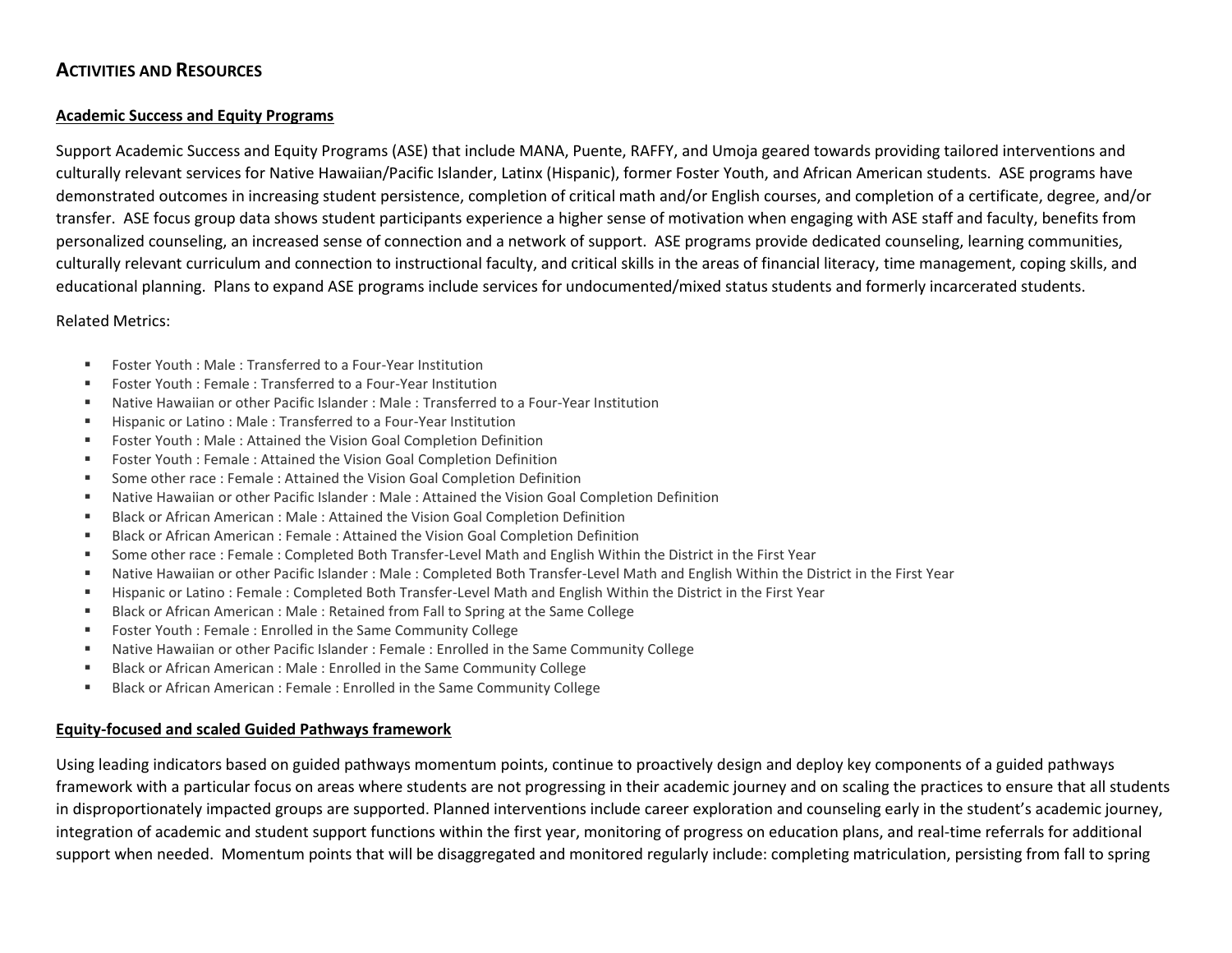## Activities and Resources

**Academic Success and Equity Programs**

Support Academic Success and Equity Programs (ASE) that include MANA, Puente, RAFFY, and Umoja geared towards providing tailored interventions and culturally relevant services for Native Hawaiian/Pacific Islander, Latinx (Hispanic), former Foster Youth, and African American students. ASE programs have demonstrated outcomes in increasing student persistence, completion of critical math and/or English courses, and completion of a certificate, degree, and/or transfer. ASE focus group data shows student participants experience a higher sense of motivation when engaging with ASE staff and faculty, benefits from personalized counseling, an increased sense of connection and a network of support. ASE programs provide dedicated counseling, learning communities, culturally relevant curriculum and connection to instructional faculty, and critical skills in the areas of financial literacy, time management, coping skills, and educational planning. Plans to expand ASE programs include services for undocumented/mixed status students and formerly incarcerated students.

Related Metrics:

- Foster Youth : Male : Transferred to a Four-Year Institution
- Foster Youth : Female : Transferred to a Four-Year Institution
- Native Hawaiian or other Pacific Islander : Male : Transferred to a Four-Year Institution
- Hispanic or Latino : Male : Transferred to a Four-Year Institution
- Foster Youth : Male : Attained the Vision Goal Completion Definition
- Foster Youth : Female : Attained the Vision Goal Completion Definition
- Some other race : Female : Attained the Vision Goal Completion Definition
- Native Hawaiian or other Pacific Islander : Male : Attained the Vision Goal Completion Definition
- Black or African American : Male : Attained the Vision Goal Completion Definition
- Black or African American : Female : Attained the Vision Goal Completion Definition
- Some other race : Female : Completed Both Transfer-Level Math and English Within the District in the First Year
- Native Hawaiian or other Pacific Islander : Male : Completed Both Transfer-Level Math and English Within the District in the First Year
- Hispanic or Latino : Female : Completed Both Transfer-Level Math and English Within the District in the First Year
- Black or African American : Male : Retained from Fall to Spring at the Same College
- Foster Youth : Female : Enrolled in the Same Community College
- Native Hawaiian or other Pacific Islander : Female : Enrolled in the Same Community College
- Black or African American : Male : Enrolled in the Same Community College
- Black or African American : Female : Enrolled in the Same Community College

**Equity-focused and scaled Guided Pathways framework**

Using leading indicators based on guided pathways momentum points, continue to proactively design and deploy key components of a guided pathways framework with a particular focus on areas where students are not progressing in their academic journey and on scaling the practices to ensure that all students in disproportionately impacted groups are supported. Planned interventions include career exploration and counseling early in the student's academic journey, integration of academic and student support functions within the first year, monitoring of progress on education plans, and real-time referrals for additional support when needed. Momentum points that will be disaggregated and monitored regularly include: completing matriculation, persisting from fall to spring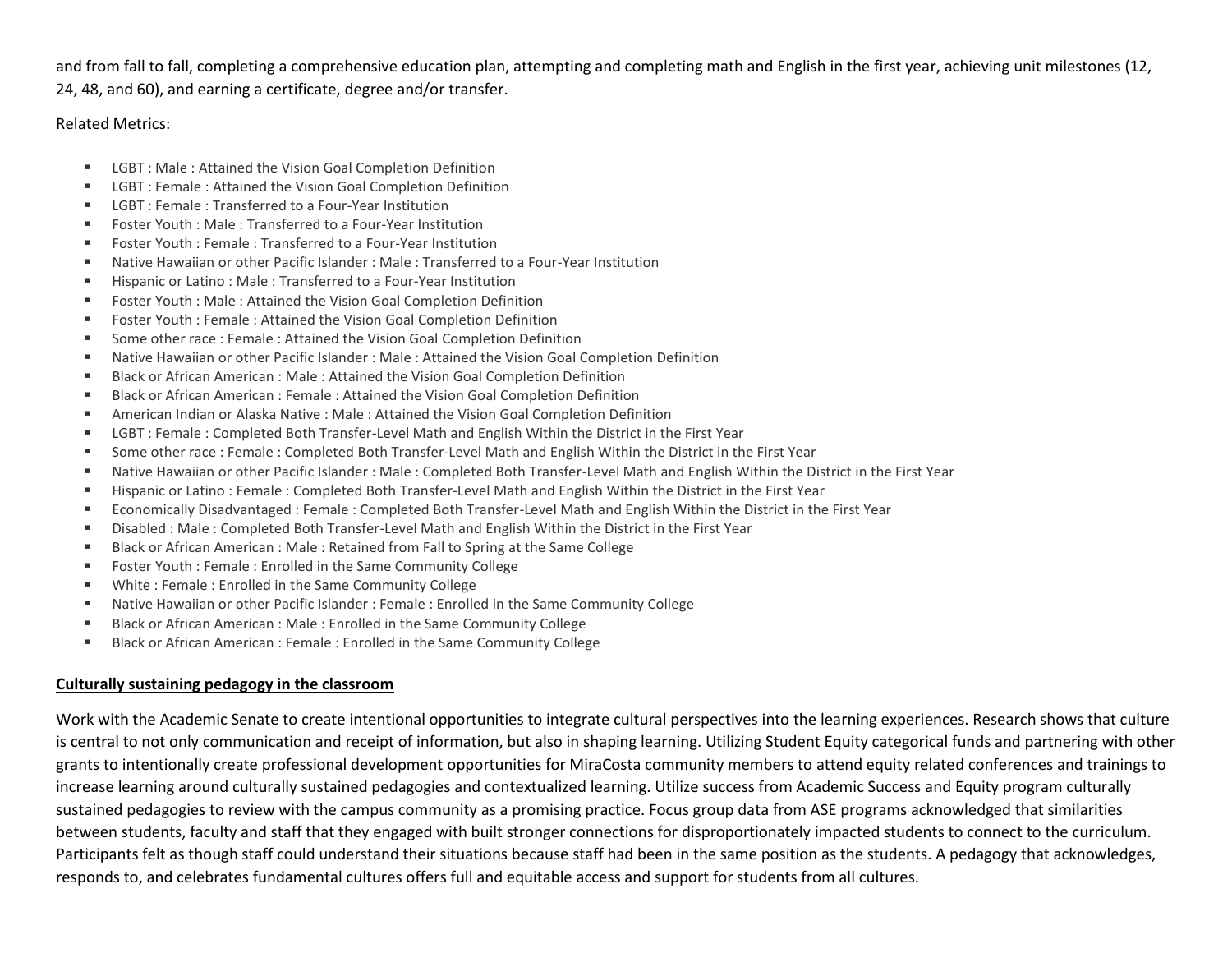and from fall to fall, completing a comprehensive education plan, attempting and completing math and English in the first year, achieving unit milestones (12, 24, 48, and 60), and earning a certificate, degree and/or transfer.

Related Metrics:

- LGBT : Male : Attained the Vision Goal Completion Definition
- LGBT : Female : Attained the Vision Goal Completion Definition
- LGBT : Female : Transferred to a Four-Year Institution
- Foster Youth : Male : Transferred to a Four-Year Institution
- Foster Youth : Female : Transferred to a Four-Year Institution
- Native Hawaiian or other Pacific Islander : Male : Transferred to a Four-Year Institution
- Hispanic or Latino : Male : Transferred to a Four-Year Institution
- Foster Youth : Male : Attained the Vision Goal Completion Definition
- Foster Youth : Female : Attained the Vision Goal Completion Definition
- Some other race : Female : Attained the Vision Goal Completion Definition
- Native Hawaiian or other Pacific Islander : Male : Attained the Vision Goal Completion Definition
- Black or African American : Male : Attained the Vision Goal Completion Definition
- Black or African American : Female : Attained the Vision Goal Completion Definition
- American Indian or Alaska Native : Male : Attained the Vision Goal Completion Definition
- LGBT : Female : Completed Both Transfer-Level Math and English Within the District in the First Year
- Some other race : Female : Completed Both Transfer-Level Math and English Within the District in the First Year
- Native Hawaiian or other Pacific Islander : Male : Completed Both Transfer-Level Math and English Within the District in the First Year
- Hispanic or Latino : Female : Completed Both Transfer-Level Math and English Within the District in the First Year
- Economically Disadvantaged : Female : Completed Both Transfer-Level Math and English Within the District in the First Year
- Disabled : Male : Completed Both Transfer-Level Math and English Within the District in the First Year
- Black or African American : Male : Retained from Fall to Spring at the Same College
- Foster Youth : Female : Enrolled in the Same Community College
- White : Female : Enrolled in the Same Community College
- Native Hawaiian or other Pacific Islander : Female : Enrolled in the Same Community College
- Black or African American : Male : Enrolled in the Same Community College
- Black or African American : Female : Enrolled in the Same Community College

**Culturally sustaining pedagogy in the classroom**

Work with the Academic Senate to create intentional opportunities to integrate cultural perspectives into the learning experiences. Research shows that culture is central to not only communication and receipt of information, but also in shaping learning. Utilizing Student Equity categorical funds and partnering with other grants to intentionally create professional development opportunities for MiraCosta community members to attend equity related conferences and trainings to increase learning around culturally sustained pedagogies and contextualized learning. Utilize success from Academic Success and Equity program culturally sustained pedagogies to review with the campus community as a promising practice. Focus group data from ASE programs acknowledged that similarities between students, faculty and staff that they engaged with built stronger connections for disproportionately impacted students to connect to the curriculum. Participants felt as though staff could understand their situations because staff had been in the same position as the students. A pedagogy that acknowledges, responds to, and celebrates fundamental cultures offers full and equitable access and support for students from all cultures.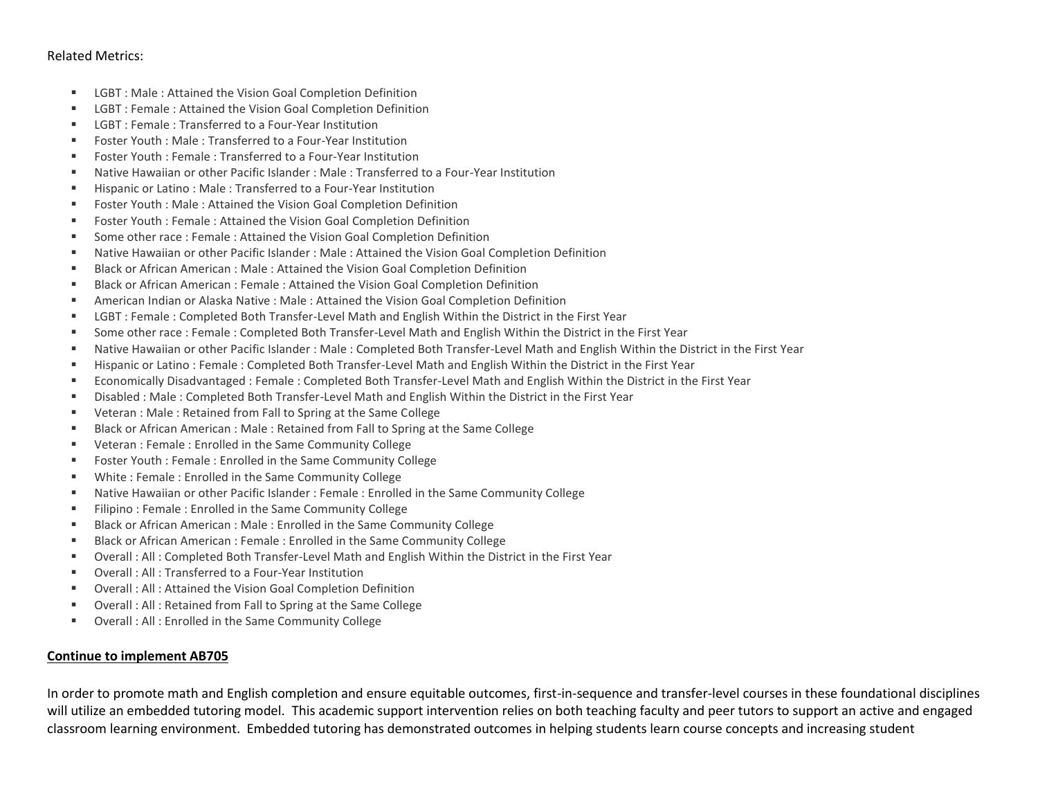Related Metrics:

- LGBT : Male : Attained the Vision Goal Completion Definition
- LGBT : Female : Attained the Vision Goal Completion Definition
- LGBT : Female : Transferred to a Four-Year Institution
- Foster Youth : Male : Transferred to a Four-Year Institution
- Foster Youth : Female : Transferred to a Four-Year Institution
- Native Hawaiian or other Pacific Islander : Male : Transferred to a Four-Year Institution
- Hispanic or Latino : Male : Transferred to a Four-Year Institution
- Foster Youth : Male : Attained the Vision Goal Completion Definition
- Foster Youth : Female : Attained the Vision Goal Completion Definition
- Some other race : Female : Attained the Vision Goal Completion Definition
- Native Hawaiian or other Pacific Islander : Male : Attained the Vision Goal Completion Definition
- Black or African American : Male : Attained the Vision Goal Completion Definition
- Black or African American : Female : Attained the Vision Goal Completion Definition
- American Indian or Alaska Native : Male : Attained the Vision Goal Completion Definition
- LGBT : Female : Completed Both Transfer-Level Math and English Within the District in the First Year
- Some other race : Female : Completed Both Transfer-Level Math and English Within the District in the First Year
- Native Hawaiian or other Pacific Islander : Male : Completed Both Transfer-Level Math and English Within the District in the First Year
- Hispanic or Latino : Female : Completed Both Transfer-Level Math and English Within the District in the First Year
- Economically Disadvantaged : Female : Completed Both Transfer-Level Math and English Within the District in the First Year
- Disabled : Male : Completed Both Transfer-Level Math and English Within the District in the First Year
- Veteran : Male : Retained from Fall to Spring at the Same College
- Black or African American : Male : Retained from Fall to Spring at the Same College
- Veteran : Female : Enrolled in the Same Community College
- Foster Youth : Female : Enrolled in the Same Community College
- White : Female : Enrolled in the Same Community College
- Native Hawaiian or other Pacific Islander : Female : Enrolled in the Same Community College
- Filipino : Female : Enrolled in the Same Community College
- Black or African American : Male : Enrolled in the Same Community College
- Black or African American : Female : Enrolled in the Same Community College
- Overall : All : Completed Both Transfer-Level Math and English Within the District in the First Year
- Overall : All : Transferred to a Four-Year Institution
- Overall : All : Attained the Vision Goal Completion Definition
- Overall : All : Retained from Fall to Spring at the Same College
- Overall : All : Enrolled in the Same Community College

**<u>Continue to implement AB705</u>**

In order to promote math and English completion and ensure equitable outcomes, first-in-sequence and transfer-level courses in these foundational disciplines will utilize an embedded tutoring model. This academic support intervention relies on both teaching faculty and peer tutors to support an active and engaged classroom learning environment. Embedded tutoring has demonstrated outcomes in helping students learn course concepts and increasing student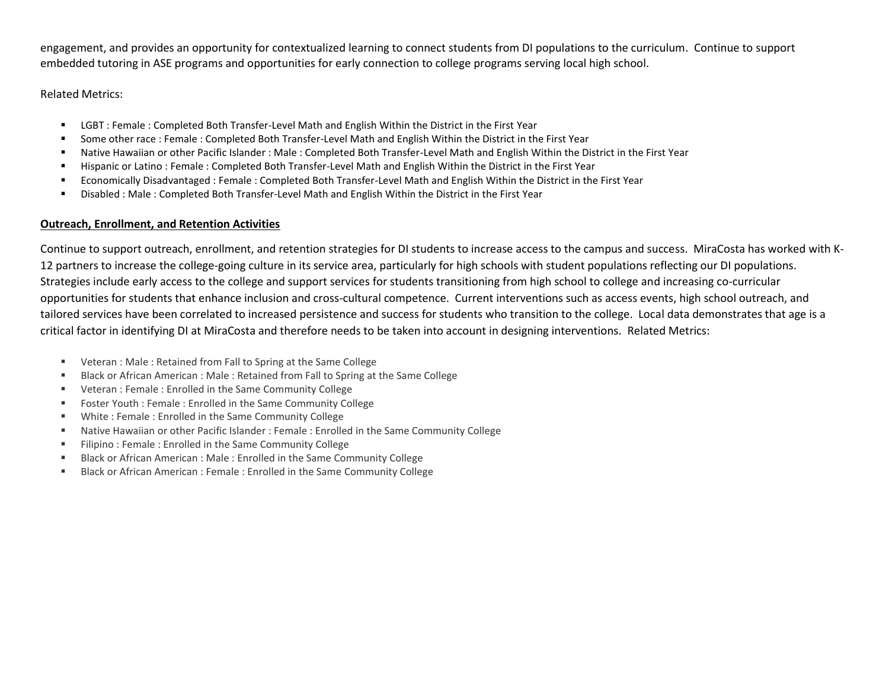engagement, and provides an opportunity for contextualized learning to connect students from DI populations to the curriculum. Continue to support embedded tutoring in ASE programs and opportunities for early connection to college programs serving local high school.

Related Metrics:

- LGBT : Female : Completed Both Transfer-Level Math and English Within the District in the First Year
- Some other race : Female : Completed Both Transfer-Level Math and English Within the District in the First Year
- Native Hawaiian or other Pacific Islander : Male : Completed Both Transfer-Level Math and English Within the District in the First Year
- Hispanic or Latino : Female : Completed Both Transfer-Level Math and English Within the District in the First Year
- Economically Disadvantaged : Female : Completed Both Transfer-Level Math and English Within the District in the First Year
- Disabled : Male : Completed Both Transfer-Level Math and English Within the District in the First Year

**Outreach, Enrollment, and Retention Activities**

Continue to support outreach, enrollment, and retention strategies for DI students to increase access to the campus and success. MiraCosta has worked with K-12 partners to increase the college-going culture in its service area, particularly for high schools with student populations reflecting our DI populations. Strategies include early access to the college and support services for students transitioning from high school to college and increasing co-curricular opportunities for students that enhance inclusion and cross-cultural competence. Current interventions such as access events, high school outreach, and tailored services have been correlated to increased persistence and success for students who transition to the college. Local data demonstrates that age is a critical factor in identifying DI at MiraCosta and therefore needs to be taken into account in designing interventions. Related Metrics:

- Veteran : Male : Retained from Fall to Spring at the Same College
- Black or African American : Male : Retained from Fall to Spring at the Same College
- Veteran : Female : Enrolled in the Same Community College
- Foster Youth : Female : Enrolled in the Same Community College
- White : Female : Enrolled in the Same Community College
- Native Hawaiian or other Pacific Islander : Female : Enrolled in the Same Community College
- Filipino : Female : Enrolled in the Same Community College
- Black or African American : Male : Enrolled in the Same Community College
- Black or African American : Female : Enrolled in the Same Community College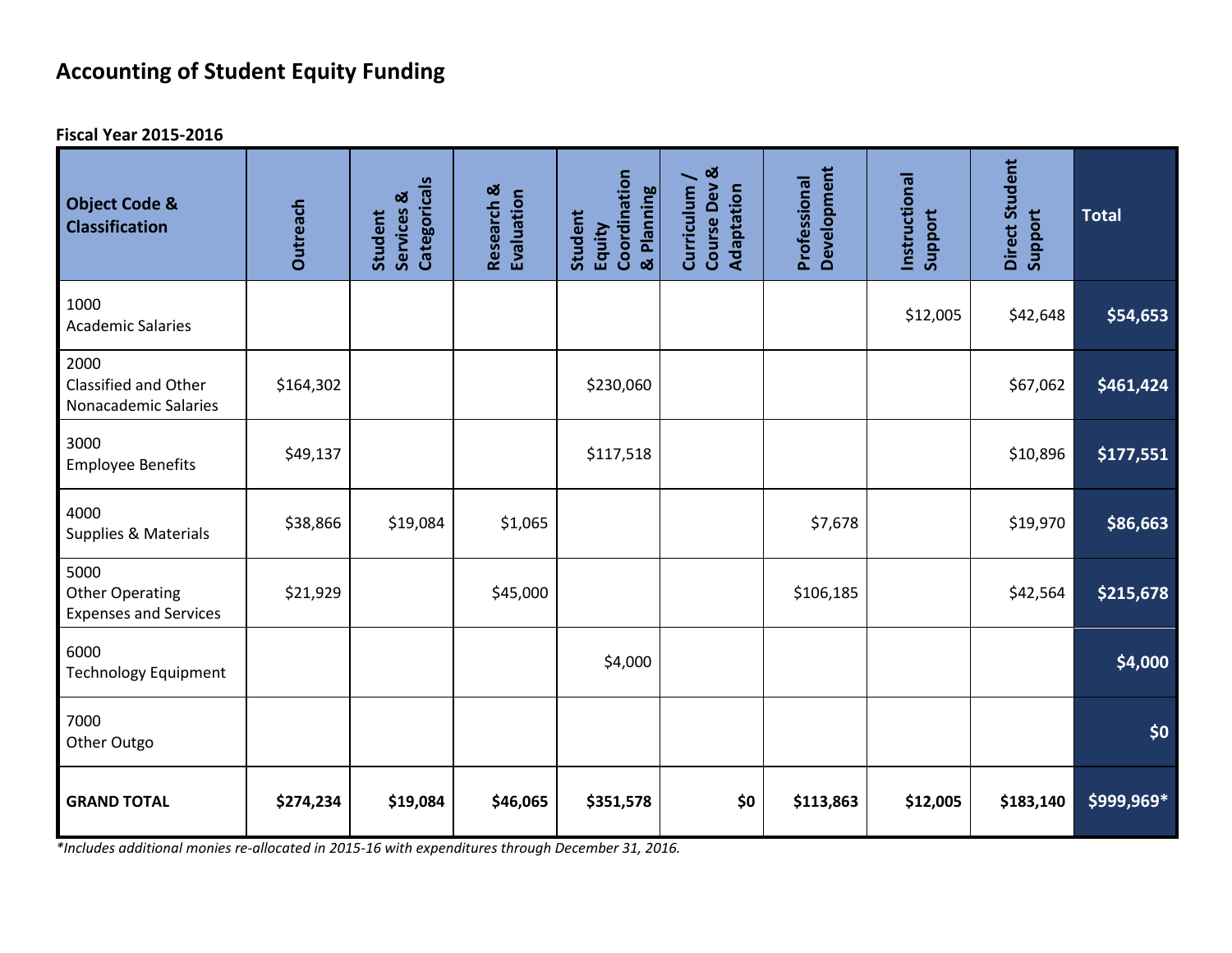# Accounting of Student Equity Funding

**Fiscal Year 2015-2016**

| Object Code & Classification | Outreach | Student Services & Categoricals | Research & Evaluation | Student Equity Coordination & Planning | Curriculum / Course Dev & Adaptation | Professional Development | Instructional Support | Direct Student Support | Total |
|---|---|---|---|---|---|---|---|---|---|
| 1000 Academic Salaries | | | | | | | $12,005 | $42,648 | **$54,653** |
| 2000 Classified and Other Nonacademic Salaries | $164,302 | | | $230,060 | | | | $67,062 | **$461,424** |
| 3000 Employee Benefits | $49,137 | | | $117,518 | | | | $10,896 | **$177,551** |
| 4000 Supplies & Materials | $38,866 | $19,084 | $1,065 | | | $7,678 | | $19,970 | **$86,663** |
| 5000 Other Operating Expenses and Services | $21,929 | | $45,000 | | | $106,185 | | $42,564 | **$215,678** |
| 6000 Technology Equipment | | | | $4,000 | | | | | **$4,000** |
| 7000 Other Outgo | | | | | | | | | **$0** |
| **GRAND TOTAL** | **$274,234** | **$19,084** | **$46,065** | **$351,578** | **$0** | **$113,863** | **$12,005** | **$183,140** | **$999,969*** |

*\*Includes additional monies re-allocated in 2015-16 with expenditures through December 31, 2016.*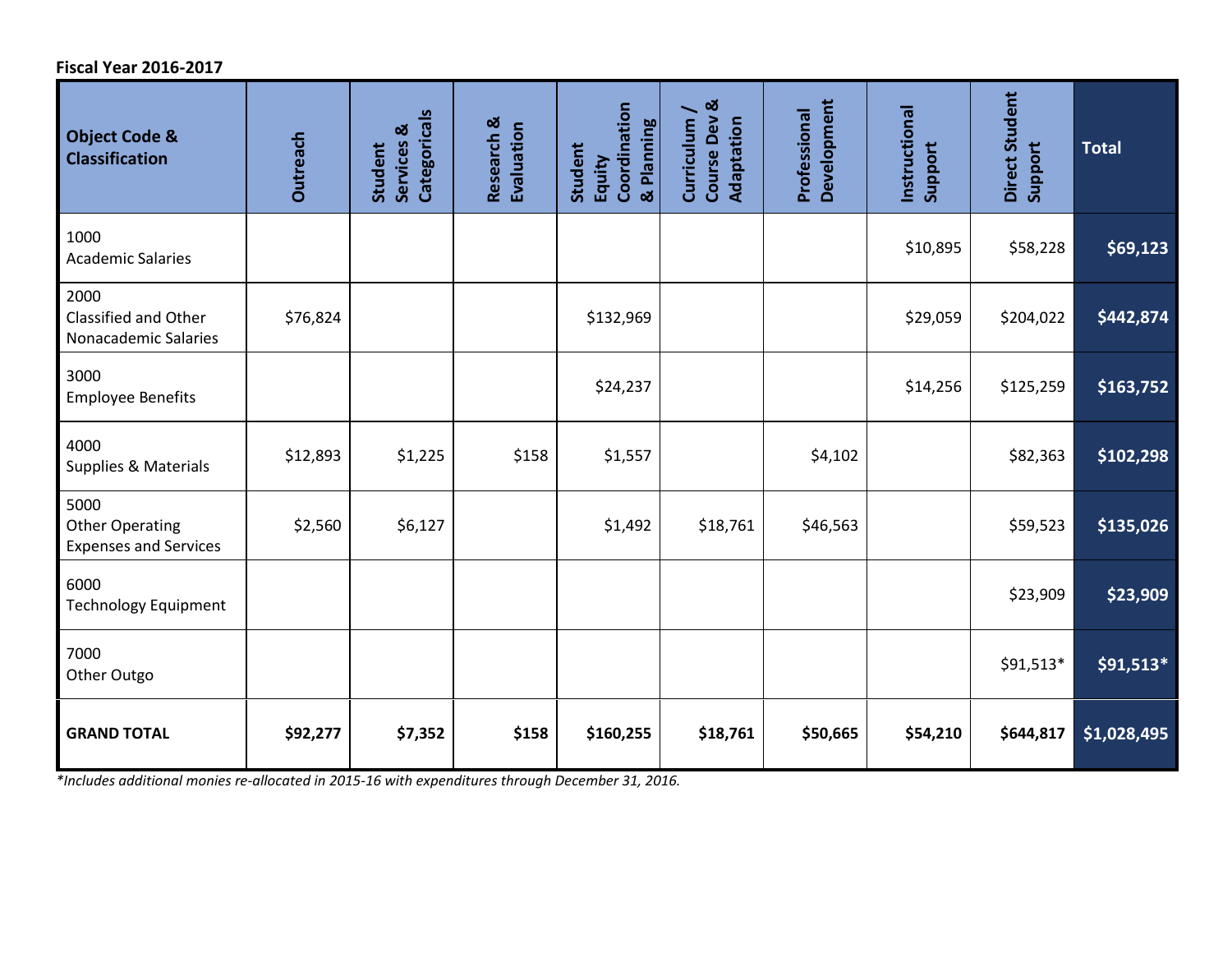**Fiscal Year 2016-2017**

| Object Code & Classification | Outreach | Student Services & Categoricals | Research & Evaluation | Student Equity Coordination & Planning | Curriculum / Course Dev & Adaptation | Professional Development | Instructional Support | Direct Student Support | Total |
|---|---|---|---|---|---|---|---|---|---|
| 1000 Academic Salaries | | | | | | | $10,895 | $58,228 | **$69,123** |
| 2000 Classified and Other Nonacademic Salaries | $76,824 | | | $132,969 | | | $29,059 | $204,022 | **$442,874** |
| 3000 Employee Benefits | | | | $24,237 | | | $14,256 | $125,259 | **$163,752** |
| 4000 Supplies & Materials | $12,893 | $1,225 | $158 | $1,557 | | $4,102 | | $82,363 | **$102,298** |
| 5000 Other Operating Expenses and Services | $2,560 | $6,127 | | $1,492 | $18,761 | $46,563 | | $59,523 | **$135,026** |
| 6000 Technology Equipment | | | | | | | | $23,909 | **$23,909** |
| 7000 Other Outgo | | | | | | | | $91,513* | **$91,513*** |
| **GRAND TOTAL** | **$92,277** | **$7,352** | **$158** | **$160,255** | **$18,761** | **$50,665** | **$54,210** | **$644,817** | **$1,028,495** |

*\*Includes additional monies re-allocated in 2015-16 with expenditures through December 31, 2016.*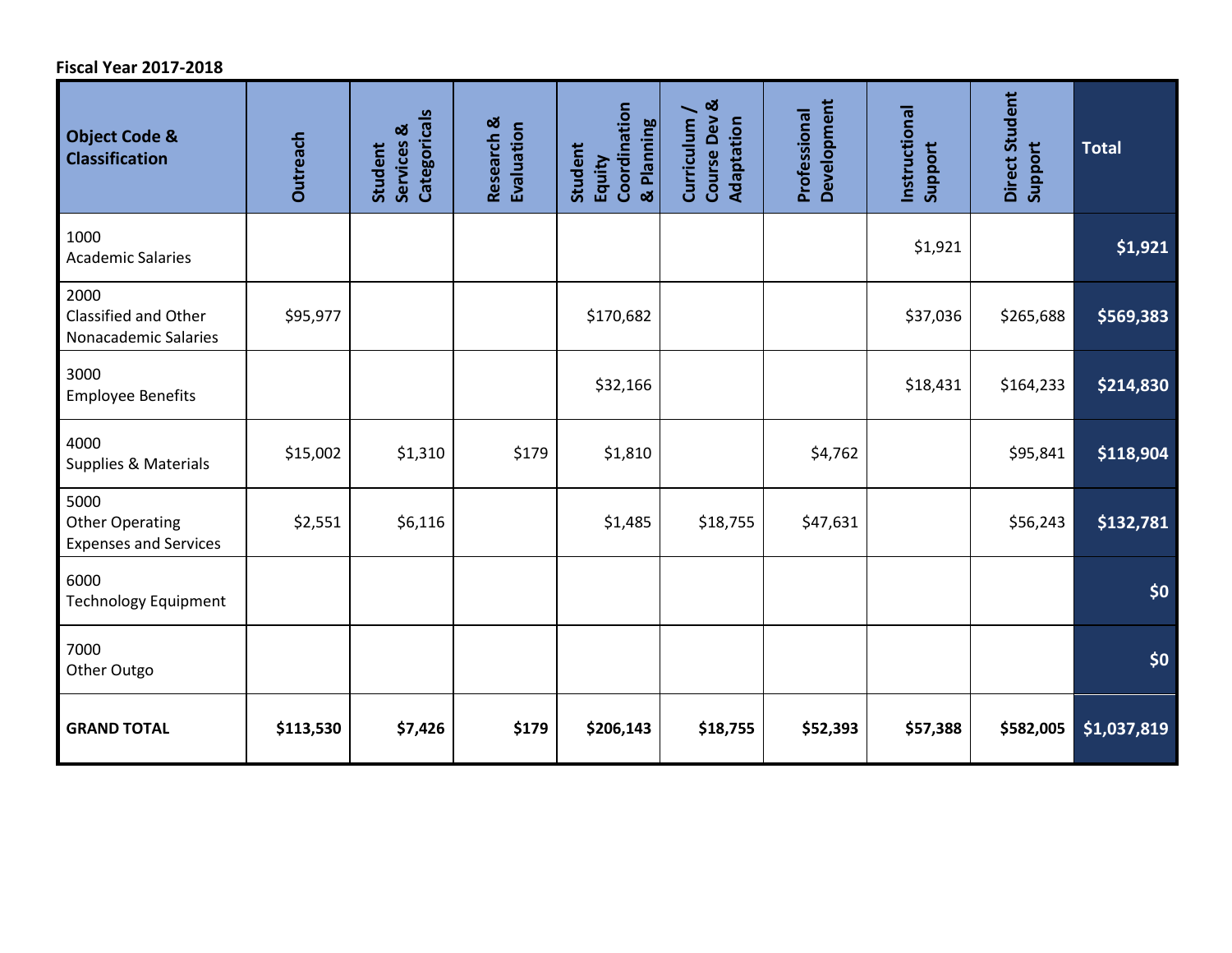**Fiscal Year 2017-2018**

| Object Code & Classification | Outreach | Student Services & Categoricals | Research & Evaluation | Student Equity Coordination & Planning | Curriculum / Course Dev & Adaptation | Professional Development | Instructional Support | Direct Student Support | Total |
|---|---|---|---|---|---|---|---|---|---|
| 1000 Academic Salaries | | | | | | | $1,921 | | **$1,921** |
| 2000 Classified and Other Nonacademic Salaries | $95,977 | | | $170,682 | | | $37,036 | $265,688 | **$569,383** |
| 3000 Employee Benefits | | | | $32,166 | | | $18,431 | $164,233 | **$214,830** |
| 4000 Supplies & Materials | $15,002 | $1,310 | $179 | $1,810 | | $4,762 | | $95,841 | **$118,904** |
| 5000 Other Operating Expenses and Services | $2,551 | $6,116 | | $1,485 | $18,755 | $47,631 | | $56,243 | **$132,781** |
| 6000 Technology Equipment | | | | | | | | | **$0** |
| 7000 Other Outgo | | | | | | | | | **$0** |
| **GRAND TOTAL** | **$113,530** | **$7,426** | **$179** | **$206,143** | **$18,755** | **$52,393** | **$57,388** | **$582,005** | **$1,037,819** |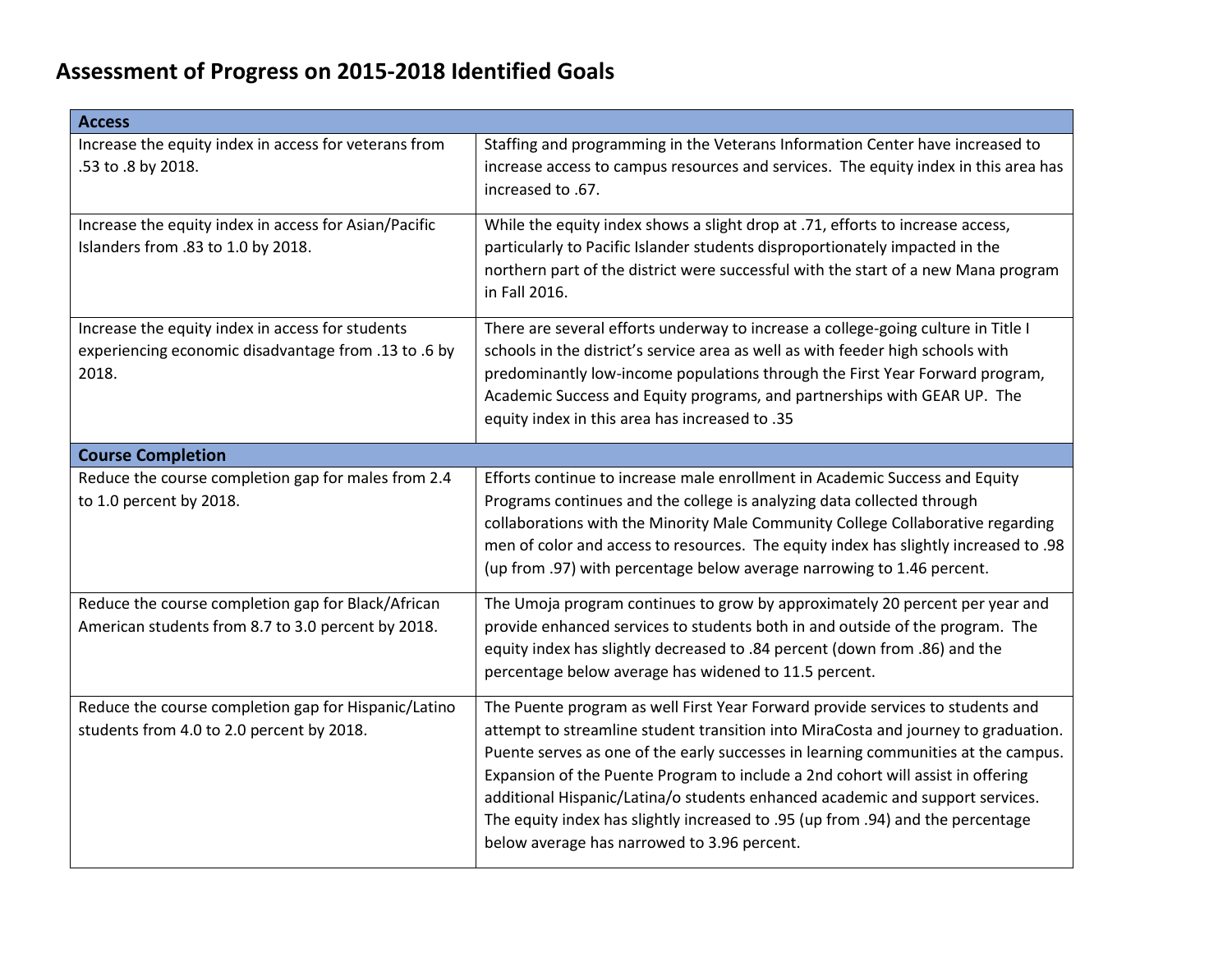# Assessment of Progress on 2015-2018 Identified Goals

| **Access** | |
|---|---|
| Increase the equity index in access for veterans from .53 to .8 by 2018. | Staffing and programming in the Veterans Information Center have increased to increase access to campus resources and services. The equity index in this area has increased to .67. |
| Increase the equity index in access for Asian/Pacific Islanders from .83 to 1.0 by 2018. | While the equity index shows a slight drop at .71, efforts to increase access, particularly to Pacific Islander students disproportionately impacted in the northern part of the district were successful with the start of a new Mana program in Fall 2016. |
| Increase the equity index in access for students experiencing economic disadvantage from .13 to .6 by 2018. | There are several efforts underway to increase a college-going culture in Title I schools in the district's service area as well as with feeder high schools with predominantly low-income populations through the First Year Forward program, Academic Success and Equity programs, and partnerships with GEAR UP. The equity index in this area has increased to .35 |
| **Course Completion** | |
| Reduce the course completion gap for males from 2.4 to 1.0 percent by 2018. | Efforts continue to increase male enrollment in Academic Success and Equity Programs continues and the college is analyzing data collected through collaborations with the Minority Male Community College Collaborative regarding men of color and access to resources. The equity index has slightly increased to .98 (up from .97) with percentage below average narrowing to 1.46 percent. |
| Reduce the course completion gap for Black/African American students from 8.7 to 3.0 percent by 2018. | The Umoja program continues to grow by approximately 20 percent per year and provide enhanced services to students both in and outside of the program. The equity index has slightly decreased to .84 percent (down from .86) and the percentage below average has widened to 11.5 percent. |
| Reduce the course completion gap for Hispanic/Latino students from 4.0 to 2.0 percent by 2018. | The Puente program as well First Year Forward provide services to students and attempt to streamline student transition into MiraCosta and journey to graduation. Puente serves as one of the early successes in learning communities at the campus. Expansion of the Puente Program to include a 2nd cohort will assist in offering additional Hispanic/Latina/o students enhanced academic and support services. The equity index has slightly increased to .95 (up from .94) and the percentage below average has narrowed to 3.96 percent. |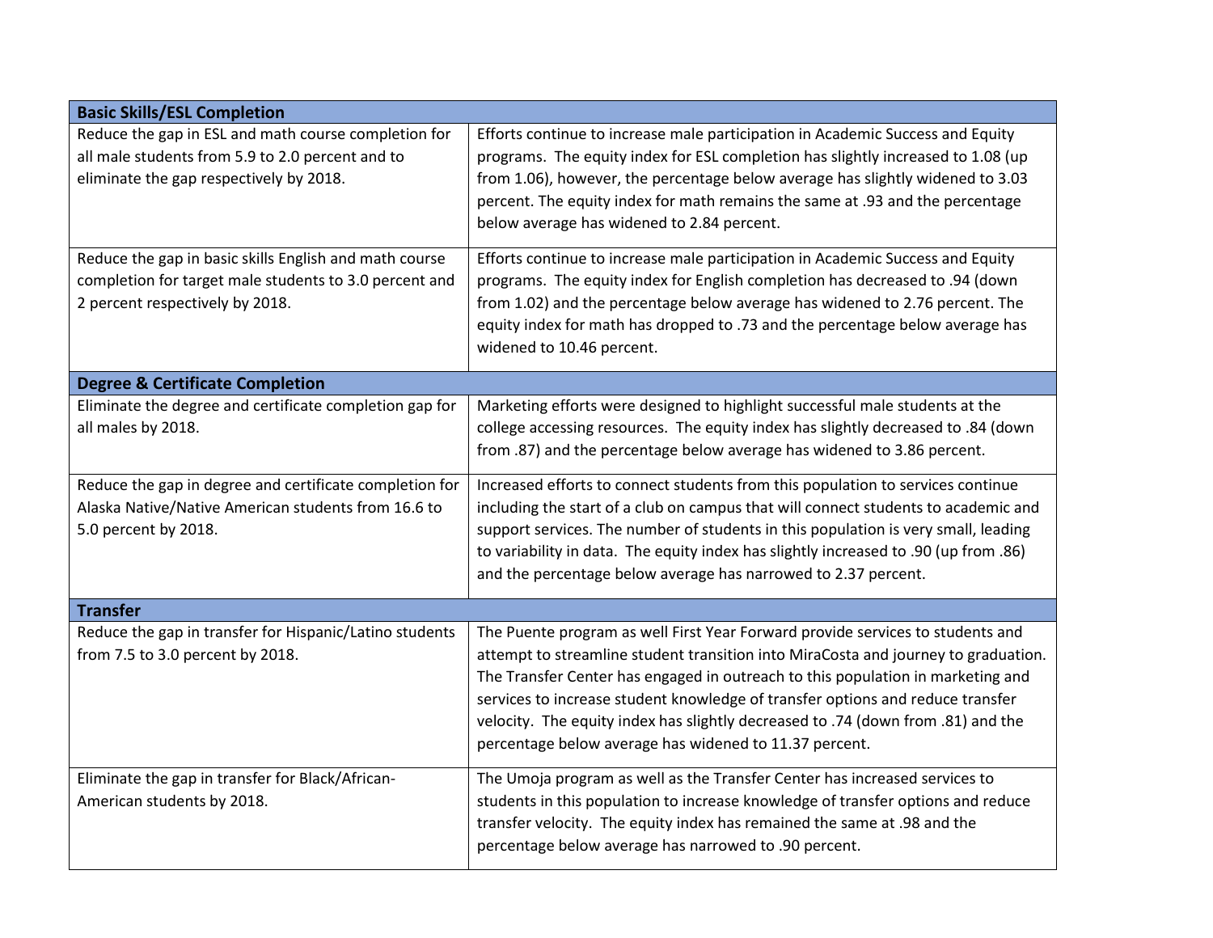| Basic Skills/ESL Completion | |
|---|---|
| Reduce the gap in ESL and math course completion for all male students from 5.9 to 2.0 percent and to eliminate the gap respectively by 2018. | Efforts continue to increase male participation in Academic Success and Equity programs. The equity index for ESL completion has slightly increased to 1.08 (up from 1.06), however, the percentage below average has slightly widened to 3.03 percent. The equity index for math remains the same at .93 and the percentage below average has widened to 2.84 percent. |
| Reduce the gap in basic skills English and math course completion for target male students to 3.0 percent and 2 percent respectively by 2018. | Efforts continue to increase male participation in Academic Success and Equity programs. The equity index for English completion has decreased to .94 (down from 1.02) and the percentage below average has widened to 2.76 percent. The equity index for math has dropped to .73 and the percentage below average has widened to 10.46 percent. |
| **Degree & Certificate Completion** | |
| Eliminate the degree and certificate completion gap for all males by 2018. | Marketing efforts were designed to highlight successful male students at the college accessing resources. The equity index has slightly decreased to .84 (down from .87) and the percentage below average has widened to 3.86 percent. |
| Reduce the gap in degree and certificate completion for Alaska Native/Native American students from 16.6 to 5.0 percent by 2018. | Increased efforts to connect students from this population to services continue including the start of a club on campus that will connect students to academic and support services. The number of students in this population is very small, leading to variability in data. The equity index has slightly increased to .90 (up from .86) and the percentage below average has narrowed to 2.37 percent. |
| **Transfer** | |
| Reduce the gap in transfer for Hispanic/Latino students from 7.5 to 3.0 percent by 2018. | The Puente program as well First Year Forward provide services to students and attempt to streamline student transition into MiraCosta and journey to graduation. The Transfer Center has engaged in outreach to this population in marketing and services to increase student knowledge of transfer options and reduce transfer velocity. The equity index has slightly decreased to .74 (down from .81) and the percentage below average has widened to 11.37 percent. |
| Eliminate the gap in transfer for Black/African-American students by 2018. | The Umoja program as well as the Transfer Center has increased services to students in this population to increase knowledge of transfer options and reduce transfer velocity. The equity index has remained the same at .98 and the percentage below average has narrowed to .90 percent. |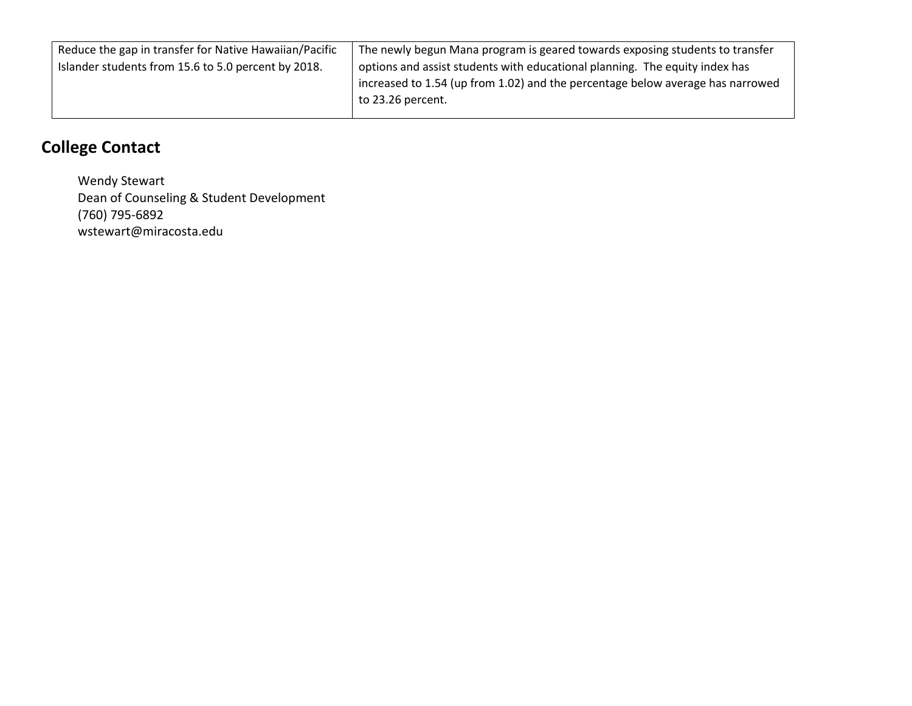| | |
|---|---|
| Reduce the gap in transfer for Native Hawaiian/Pacific Islander students from 15.6 to 5.0 percent by 2018. | The newly begun Mana program is geared towards exposing students to transfer options and assist students with educational planning. The equity index has increased to 1.54 (up from 1.02) and the percentage below average has narrowed to 23.26 percent. |

## College Contact

Wendy Stewart
Dean of Counseling & Student Development
(760) 795-6892
wstewart@miracosta.edu